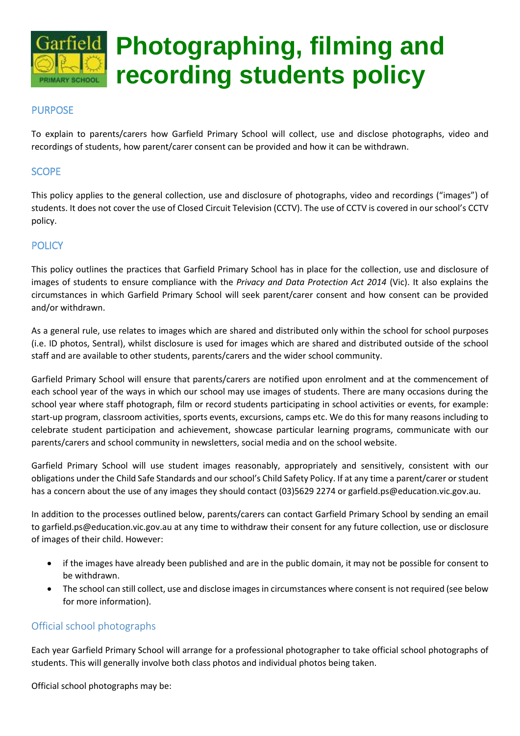# Photographing, filming and recording students policy

## PURPOSE

To explain to parents/carers how Garfield Primary School will collect, use and disclose photographs, video and recordings of students, how parent/carer consent can be provided and how it can be withdrawn.

## SCOPE

This policy applies to the general collection, use and disclosure of photographs, video and recordings ("images") of students. It does not cover the use of Closed Circuit Television (CCTV). The use of CCTV is covered in our school's CCTV policy.

## POLICY

This policy outlines the practices that Garfield Primary School has in place for the collection, use and disclosure of images of students to ensure compliance with the *Privacy and Data Protection Act 2014* (Vic). It also explains the circumstances in which Garfield Primary School will seek parent/carer consent and how consent can be provided and/or withdrawn.

As a general rule, use relates to images which are shared and distributed only within the school for school purposes (i.e. ID photos, Sentral), whilst disclosure is used for images which are shared and distributed outside of the school staff and are available to other students, parents/carers and the wider school community.

Garfield Primary School will ensure that parents/carers are notified upon enrolment and at the commencement of each school year of the ways in which our school may use images of students. There are many occasions during the school year where staff photograph, film or record students participating in school activities or events, for example: start-up program, classroom activities, sports events, excursions, camps etc. We do this for many reasons including to celebrate student participation and achievement, showcase particular learning programs, communicate with our parents/carers and school community in newsletters, social media and on the school website.

Garfield Primary School will use student images reasonably, appropriately and sensitively, consistent with our obligations under the Child Safe Standards and our school's Child Safety Policy. If at any time a parent/carer or student has a concern about the use of any images they should contact (03)5629 2274 or garfield.ps@education.vic.gov.au.

In addition to the processes outlined below, parents/carers can contact Garfield Primary School by sending an email to garfield.ps@education.vic.gov.au at any time to withdraw their consent for any future collection, use or disclosure of images of their child. However:

- if the images have already been published and are in the public domain, it may not be possible for consent to be withdrawn.
- The school can still collect, use and disclose images in circumstances where consent is not required (see below for more information).

### Official school photographs

Each year Garfield Primary School will arrange for a professional photographer to take official school photographs of students. This will generally involve both class photos and individual photos being taken.

Official school photographs may be: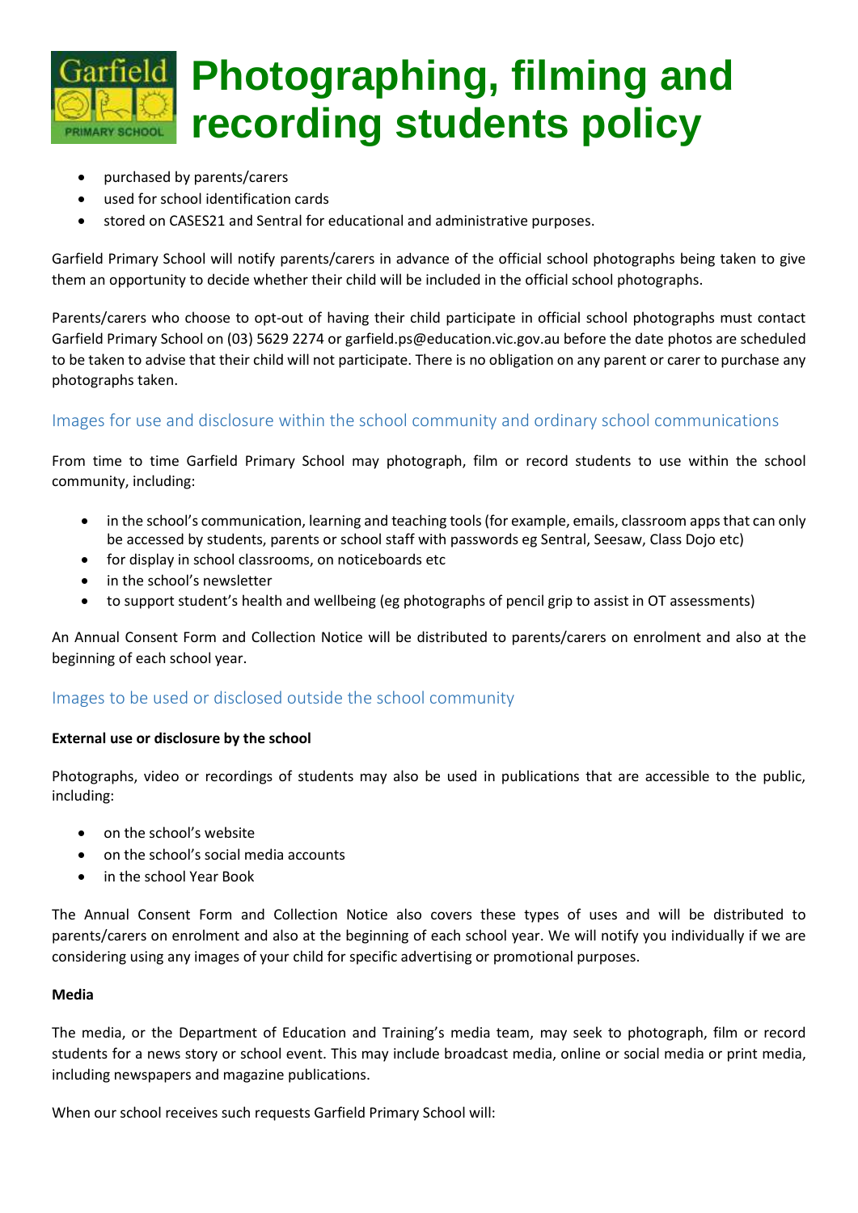- purchased by parents/carers
- used for school identification cards
- stored on CASES21 and Sentral for educational and administrative purposes.

Garfield Primary School will notify parents/carers in advance of the official school photographs being taken to give them an opportunity to decide whether their child will be included in the official school photographs.

Parents/carers who choose to opt-out of having their child participate in official school photographs must contact Garfield Primary School on (03) 5629 2274 or garfield.ps@education.vic.gov.au before the date photos are scheduled to be taken to advise that their child will not participate. There is no obligation on any parent or carer to purchase any photographs taken.

## Images for use and disclosure within the school community and ordinary school communications

From time to time Garfield Primary School may photograph, film or record students to use within the school community, including:

- in the school's communication, learning and teaching tools (for example, emails, classroom apps that can only be accessed by students, parents or school staff with passwords eg Sentral, Seesaw, Class Dojo etc)
- for display in school classrooms, on noticeboards etc
- in the school's newsletter
- to support student's health and wellbeing (eg photographs of pencil grip to assist in OT assessments)

An Annual Consent Form and Collection Notice will be distributed to parents/carers on enrolment and also at the beginning of each school year.

## Images to be used or disclosed outside the school community

**External use or disclosure by the school**

Photographs, video or recordings of students may also be used in publications that are accessible to the public, including:

- on the school's website
- on the school's social media accounts
- in the school Year Book

The Annual Consent Form and Collection Notice also covers these types of uses and will be distributed to parents/carers on enrolment and also at the beginning of each school year. We will notify you individually if we are considering using any images of your child for specific advertising or promotional purposes.

**Media**

The media, or the Department of Education and Training's media team, may seek to photograph, film or record students for a news story or school event. This may include broadcast media, online or social media or print media, including newspapers and magazine publications.

When our school receives such requests Garfield Primary School will: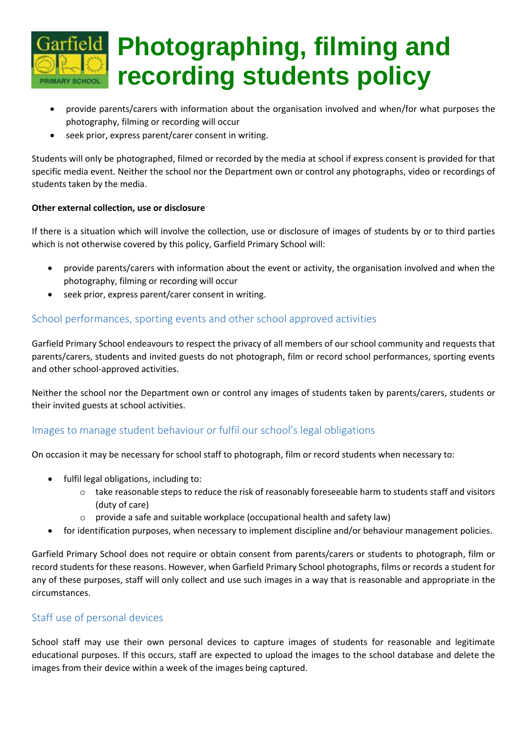- provide parents/carers with information about the organisation involved and when/for what purposes the photography, filming or recording will occur
- seek prior, express parent/carer consent in writing.

Students will only be photographed, filmed or recorded by the media at school if express consent is provided for that specific media event. Neither the school nor the Department own or control any photographs, video or recordings of students taken by the media.

**Other external collection, use or disclosure**

If there is a situation which will involve the collection, use or disclosure of images of students by or to third parties which is not otherwise covered by this policy, Garfield Primary School will:

- provide parents/carers with information about the event or activity, the organisation involved and when the photography, filming or recording will occur
- seek prior, express parent/carer consent in writing.

## School performances, sporting events and other school approved activities

Garfield Primary School endeavours to respect the privacy of all members of our school community and requests that parents/carers, students and invited guests do not photograph, film or record school performances, sporting events and other school-approved activities.

Neither the school nor the Department own or control any images of students taken by parents/carers, students or their invited guests at school activities.

## Images to manage student behaviour or fulfil our school's legal obligations

On occasion it may be necessary for school staff to photograph, film or record students when necessary to:

- fulfil legal obligations, including to:
  - take reasonable steps to reduce the risk of reasonably foreseeable harm to students staff and visitors (duty of care)
  - provide a safe and suitable workplace (occupational health and safety law)
- for identification purposes, when necessary to implement discipline and/or behaviour management policies.

Garfield Primary School does not require or obtain consent from parents/carers or students to photograph, film or record students for these reasons. However, when Garfield Primary School photographs, films or records a student for any of these purposes, staff will only collect and use such images in a way that is reasonable and appropriate in the circumstances.

## Staff use of personal devices

School staff may use their own personal devices to capture images of students for reasonable and legitimate educational purposes. If this occurs, staff are expected to upload the images to the school database and delete the images from their device within a week of the images being captured.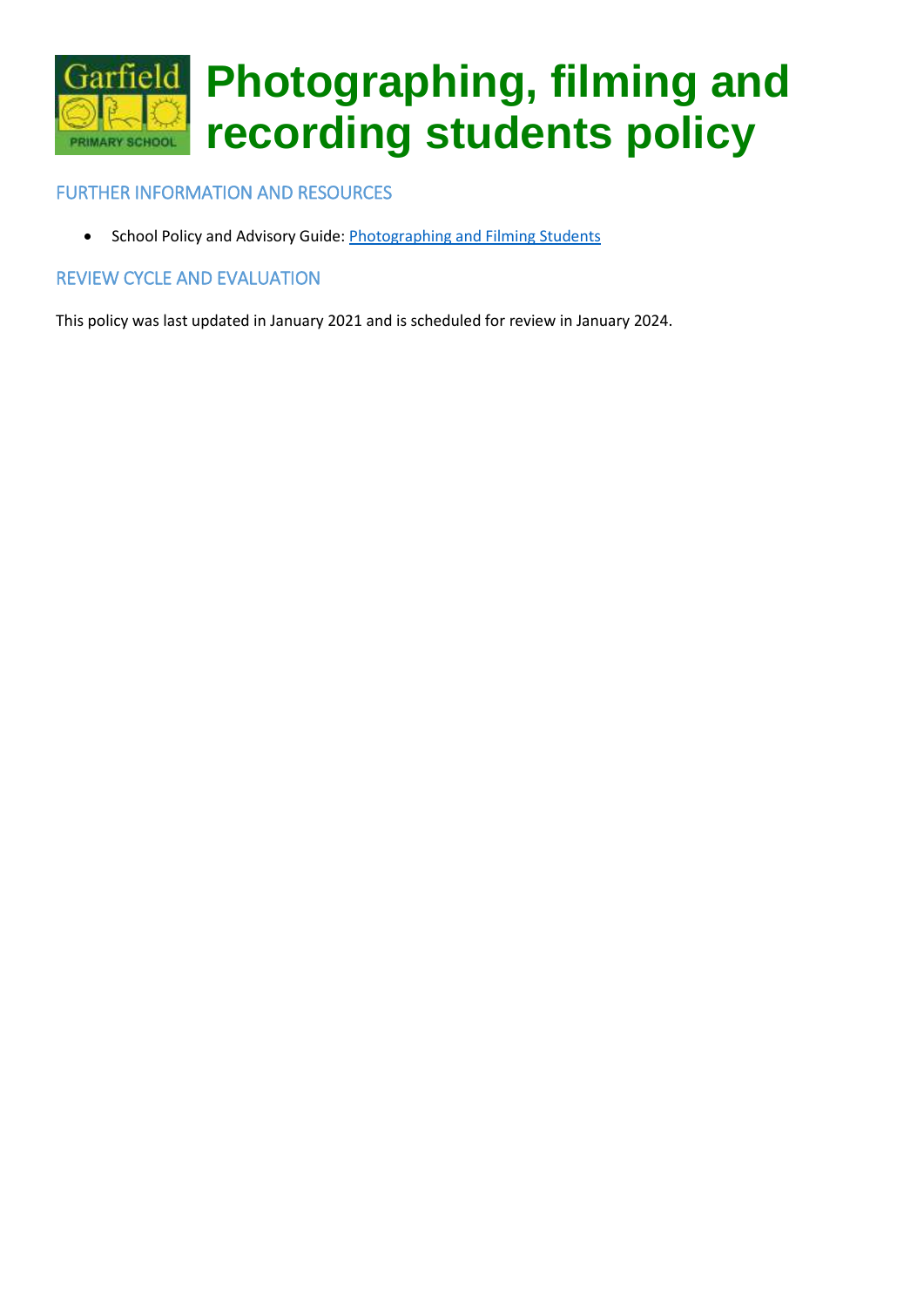# Photographing, filming and recording students policy

## FURTHER INFORMATION AND RESOURCES

- School Policy and Advisory Guide: Photographing and Filming Students

## REVIEW CYCLE AND EVALUATION

This policy was last updated in January 2021 and is scheduled for review in January 2024.